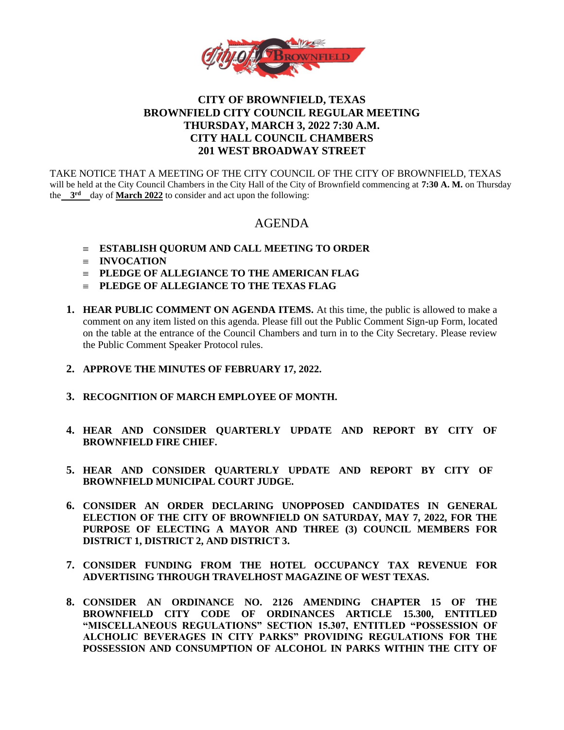# CITY OF BROWNFIELD, TEXAS
## BROWNFIELD CITY COUNCIL REGULAR MEETING
## THURSDAY, MARCH 3, 2022 7:30 A.M.
## CITY HALL COUNCIL CHAMBERS
## 201 WEST BROADWAY STREET

TAKE NOTICE THAT A MEETING OF THE CITY COUNCIL OF THE CITY OF BROWNFIELD, TEXAS will be held at the City Council Chambers in the City Hall of the City of Brownfield commencing at **7:30 A. M.** on Thursday the **3rd** day of **March 2022** to consider and act upon the following:

## AGENDA

- **ESTABLISH QUORUM AND CALL MEETING TO ORDER**
- **INVOCATION**
- **PLEDGE OF ALLEGIANCE TO THE AMERICAN FLAG**
- **PLEDGE OF ALLEGIANCE TO THE TEXAS FLAG**

1. **HEAR PUBLIC COMMENT ON AGENDA ITEMS.** At this time, the public is allowed to make a comment on any item listed on this agenda. Please fill out the Public Comment Sign-up Form, located on the table at the entrance of the Council Chambers and turn in to the City Secretary. Please review the Public Comment Speaker Protocol rules.

2. **APPROVE THE MINUTES OF FEBRUARY 17, 2022.**

3. **RECOGNITION OF MARCH EMPLOYEE OF MONTH.**

4. **HEAR AND CONSIDER QUARTERLY UPDATE AND REPORT BY CITY OF BROWNFIELD FIRE CHIEF.**

5. **HEAR AND CONSIDER QUARTERLY UPDATE AND REPORT BY CITY OF BROWNFIELD MUNICIPAL COURT JUDGE.**

6. **CONSIDER AN ORDER DECLARING UNOPPOSED CANDIDATES IN GENERAL ELECTION OF THE CITY OF BROWNFIELD ON SATURDAY, MAY 7, 2022, FOR THE PURPOSE OF ELECTING A MAYOR AND THREE (3) COUNCIL MEMBERS FOR DISTRICT 1, DISTRICT 2, AND DISTRICT 3.**

7. **CONSIDER FUNDING FROM THE HOTEL OCCUPANCY TAX REVENUE FOR ADVERTISING THROUGH TRAVELHOST MAGAZINE OF WEST TEXAS.**

8. **CONSIDER AN ORDINANCE NO. 2126 AMENDING CHAPTER 15 OF THE BROWNFIELD CITY CODE OF ORDINANCES ARTICLE 15.300, ENTITLED "MISCELLANEOUS REGULATIONS" SECTION 15.307, ENTITLED "POSSESSION OF ALCHOLIC BEVERAGES IN CITY PARKS" PROVIDING REGULATIONS FOR THE POSSESSION AND CONSUMPTION OF ALCOHOL IN PARKS WITHIN THE CITY OF**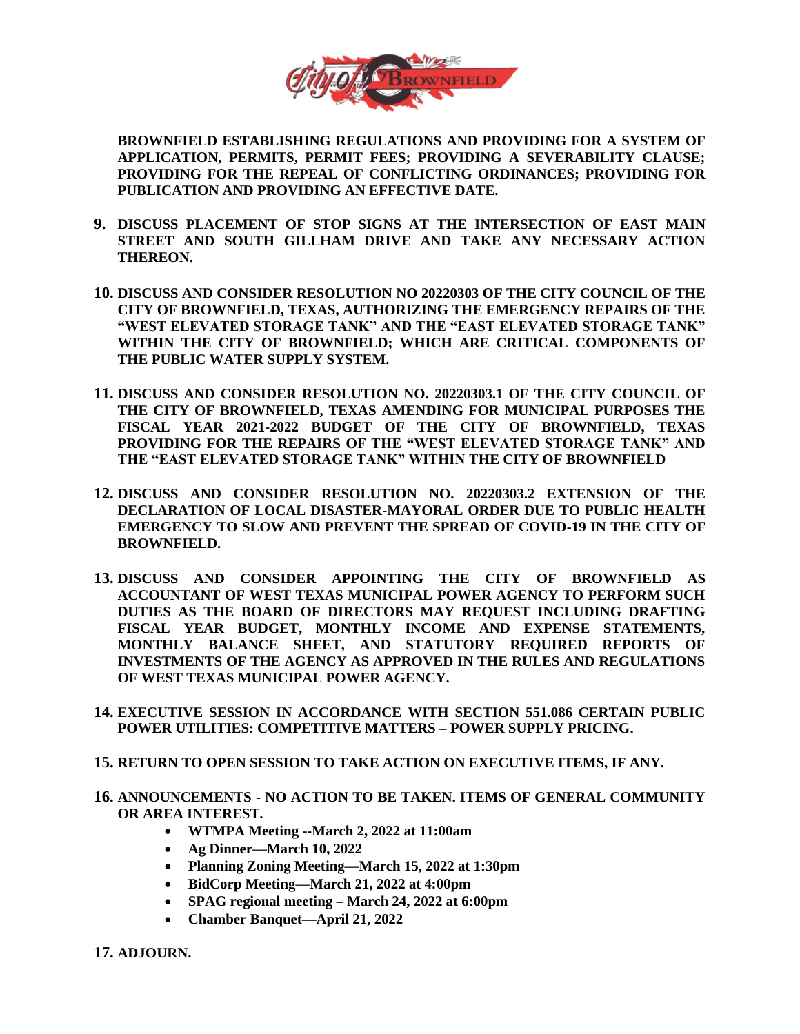**BROWNFIELD ESTABLISHING REGULATIONS AND PROVIDING FOR A SYSTEM OF APPLICATION, PERMITS, PERMIT FEES; PROVIDING A SEVERABILITY CLAUSE; PROVIDING FOR THE REPEAL OF CONFLICTING ORDINANCES; PROVIDING FOR PUBLICATION AND PROVIDING AN EFFECTIVE DATE.**

9. **DISCUSS PLACEMENT OF STOP SIGNS AT THE INTERSECTION OF EAST MAIN STREET AND SOUTH GILLHAM DRIVE AND TAKE ANY NECESSARY ACTION THEREON.**

10. **DISCUSS AND CONSIDER RESOLUTION NO 20220303 OF THE CITY COUNCIL OF THE CITY OF BROWNFIELD, TEXAS, AUTHORIZING THE EMERGENCY REPAIRS OF THE "WEST ELEVATED STORAGE TANK" AND THE "EAST ELEVATED STORAGE TANK" WITHIN THE CITY OF BROWNFIELD; WHICH ARE CRITICAL COMPONENTS OF THE PUBLIC WATER SUPPLY SYSTEM.**

11. **DISCUSS AND CONSIDER RESOLUTION NO. 20220303.1 OF THE CITY COUNCIL OF THE CITY OF BROWNFIELD, TEXAS AMENDING FOR MUNICIPAL PURPOSES THE FISCAL YEAR 2021-2022 BUDGET OF THE CITY OF BROWNFIELD, TEXAS PROVIDING FOR THE REPAIRS OF THE "WEST ELEVATED STORAGE TANK" AND THE "EAST ELEVATED STORAGE TANK" WITHIN THE CITY OF BROWNFIELD**

12. **DISCUSS AND CONSIDER RESOLUTION NO. 20220303.2 EXTENSION OF THE DECLARATION OF LOCAL DISASTER-MAYORAL ORDER DUE TO PUBLIC HEALTH EMERGENCY TO SLOW AND PREVENT THE SPREAD OF COVID-19 IN THE CITY OF BROWNFIELD.**

13. **DISCUSS AND CONSIDER APPOINTING THE CITY OF BROWNFIELD AS ACCOUNTANT OF WEST TEXAS MUNICIPAL POWER AGENCY TO PERFORM SUCH DUTIES AS THE BOARD OF DIRECTORS MAY REQUEST INCLUDING DRAFTING FISCAL YEAR BUDGET, MONTHLY INCOME AND EXPENSE STATEMENTS, MONTHLY BALANCE SHEET, AND STATUTORY REQUIRED REPORTS OF INVESTMENTS OF THE AGENCY AS APPROVED IN THE RULES AND REGULATIONS OF WEST TEXAS MUNICIPAL POWER AGENCY.**

14. **EXECUTIVE SESSION IN ACCORDANCE WITH SECTION 551.086 CERTAIN PUBLIC POWER UTILITIES: COMPETITIVE MATTERS – POWER SUPPLY PRICING.**

15. **RETURN TO OPEN SESSION TO TAKE ACTION ON EXECUTIVE ITEMS, IF ANY.**

16. **ANNOUNCEMENTS - NO ACTION TO BE TAKEN. ITEMS OF GENERAL COMMUNITY OR AREA INTEREST.**
    - **WTMPA Meeting --March 2, 2022 at 11:00am**
    - **Ag Dinner—March 10, 2022**
    - **Planning Zoning Meeting—March 15, 2022 at 1:30pm**
    - **BidCorp Meeting—March 21, 2022 at 4:00pm**
    - **SPAG regional meeting – March 24, 2022 at 6:00pm**
    - **Chamber Banquet—April 21, 2022**

17. **ADJOURN.**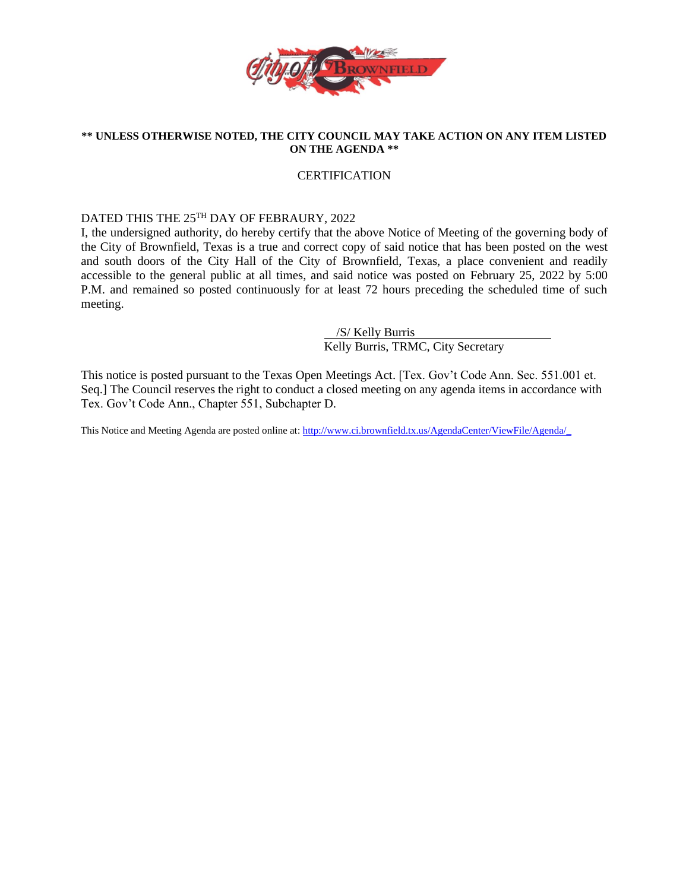**\*\* UNLESS OTHERWISE NOTED, THE CITY COUNCIL MAY TAKE ACTION ON ANY ITEM LISTED ON THE AGENDA \*\***

CERTIFICATION

DATED THIS THE 25TH DAY OF FEBRAURY, 2022

I, the undersigned authority, do hereby certify that the above Notice of Meeting of the governing body of the City of Brownfield, Texas is a true and correct copy of said notice that has been posted on the west and south doors of the City Hall of the City of Brownfield, Texas, a place convenient and readily accessible to the general public at all times, and said notice was posted on February 25, 2022 by 5:00 P.M. and remained so posted continuously for at least 72 hours preceding the scheduled time of such meeting.

/S/ Kelly Burris
Kelly Burris, TRMC, City Secretary

This notice is posted pursuant to the Texas Open Meetings Act. [Tex. Gov't Code Ann. Sec. 551.001 et. Seq.] The Council reserves the right to conduct a closed meeting on any agenda items in accordance with Tex. Gov't Code Ann., Chapter 551, Subchapter D.

This Notice and Meeting Agenda are posted online at: http://www.ci.brownfield.tx.us/AgendaCenter/ViewFile/Agenda/_